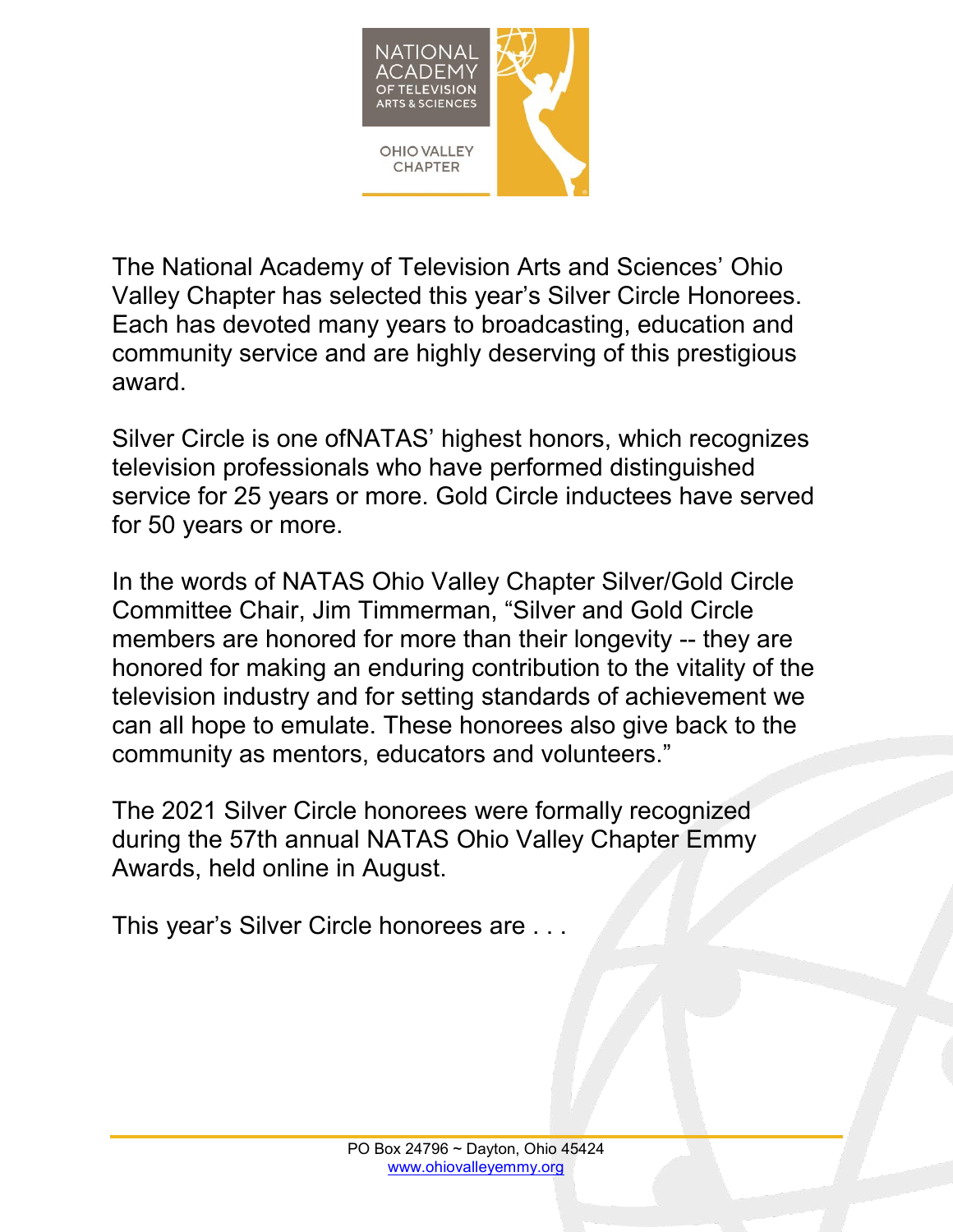NATIONAL ACADEMY OF TELEVISION ARTS & SCIENCES

OHIO VALLEY CHAPTER

The National Academy of Television Arts and Sciences' Ohio Valley Chapter has selected this year's Silver Circle Honorees. Each has devoted many years to broadcasting, education and community service and are highly deserving of this prestigious award.

Silver Circle is one ofNATAS' highest honors, which recognizes television professionals who have performed distinguished service for 25 years or more. Gold Circle inductees have served for 50 years or more.

In the words of NATAS Ohio Valley Chapter Silver/Gold Circle Committee Chair, Jim Timmerman, "Silver and Gold Circle members are honored for more than their longevity -- they are honored for making an enduring contribution to the vitality of the television industry and for setting standards of achievement we can all hope to emulate. These honorees also give back to the community as mentors, educators and volunteers."

The 2021 Silver Circle honorees were formally recognized during the 57th annual NATAS Ohio Valley Chapter Emmy Awards, held online in August.

This year's Silver Circle honorees are . . .

PO Box 24796 ~ Dayton, Ohio 45424
www.ohiovalleyemmy.org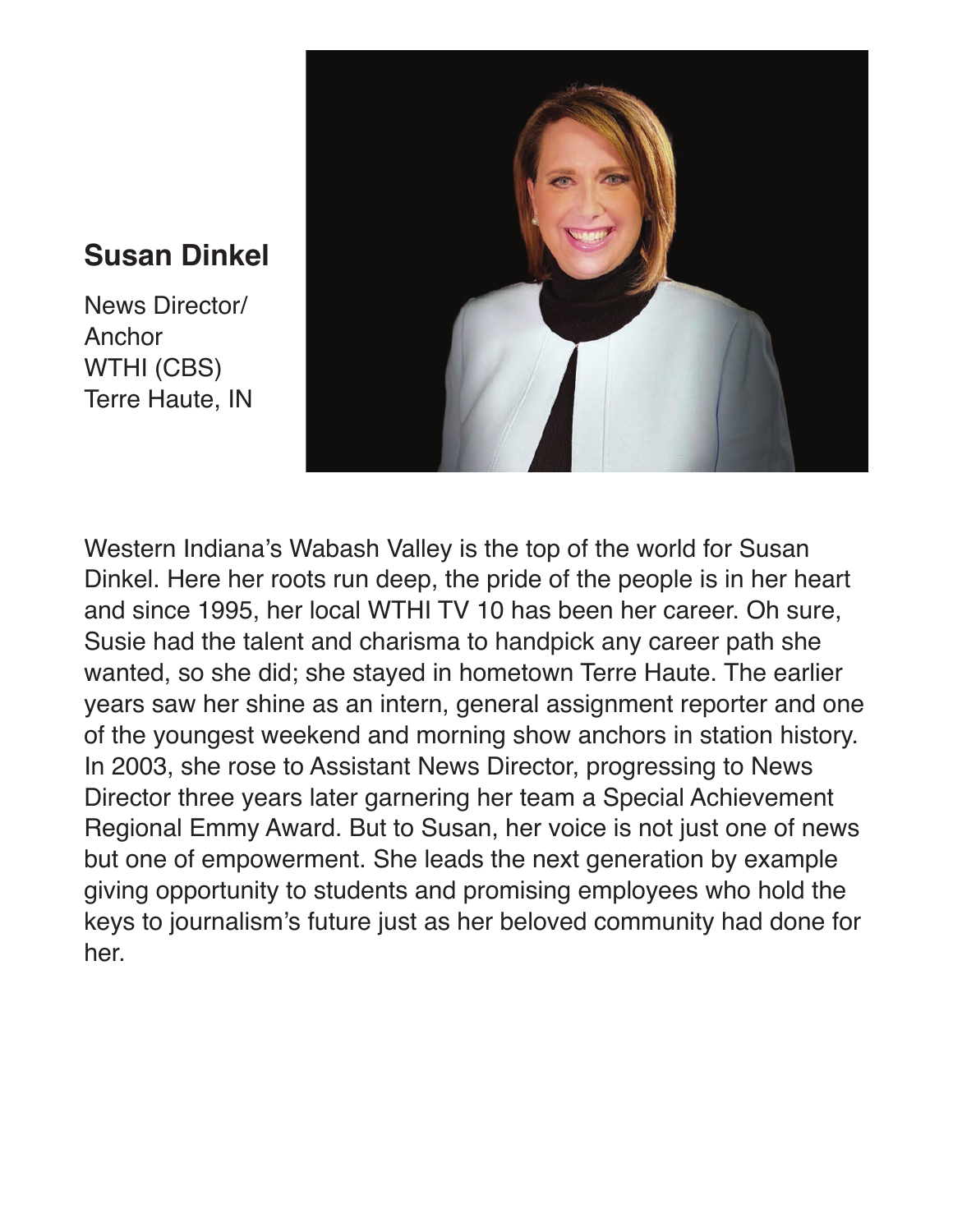## Susan Dinkel

News Director/
Anchor
WTHI (CBS)
Terre Haute, IN

Western Indiana's Wabash Valley is the top of the world for Susan Dinkel. Here her roots run deep, the pride of the people is in her heart and since 1995, her local WTHI TV 10 has been her career. Oh sure, Susie had the talent and charisma to handpick any career path she wanted, so she did; she stayed in hometown Terre Haute. The earlier years saw her shine as an intern, general assignment reporter and one of the youngest weekend and morning show anchors in station history. In 2003, she rose to Assistant News Director, progressing to News Director three years later garnering her team a Special Achievement Regional Emmy Award. But to Susan, her voice is not just one of news but one of empowerment. She leads the next generation by example giving opportunity to students and promising employees who hold the keys to journalism's future just as her beloved community had done for her.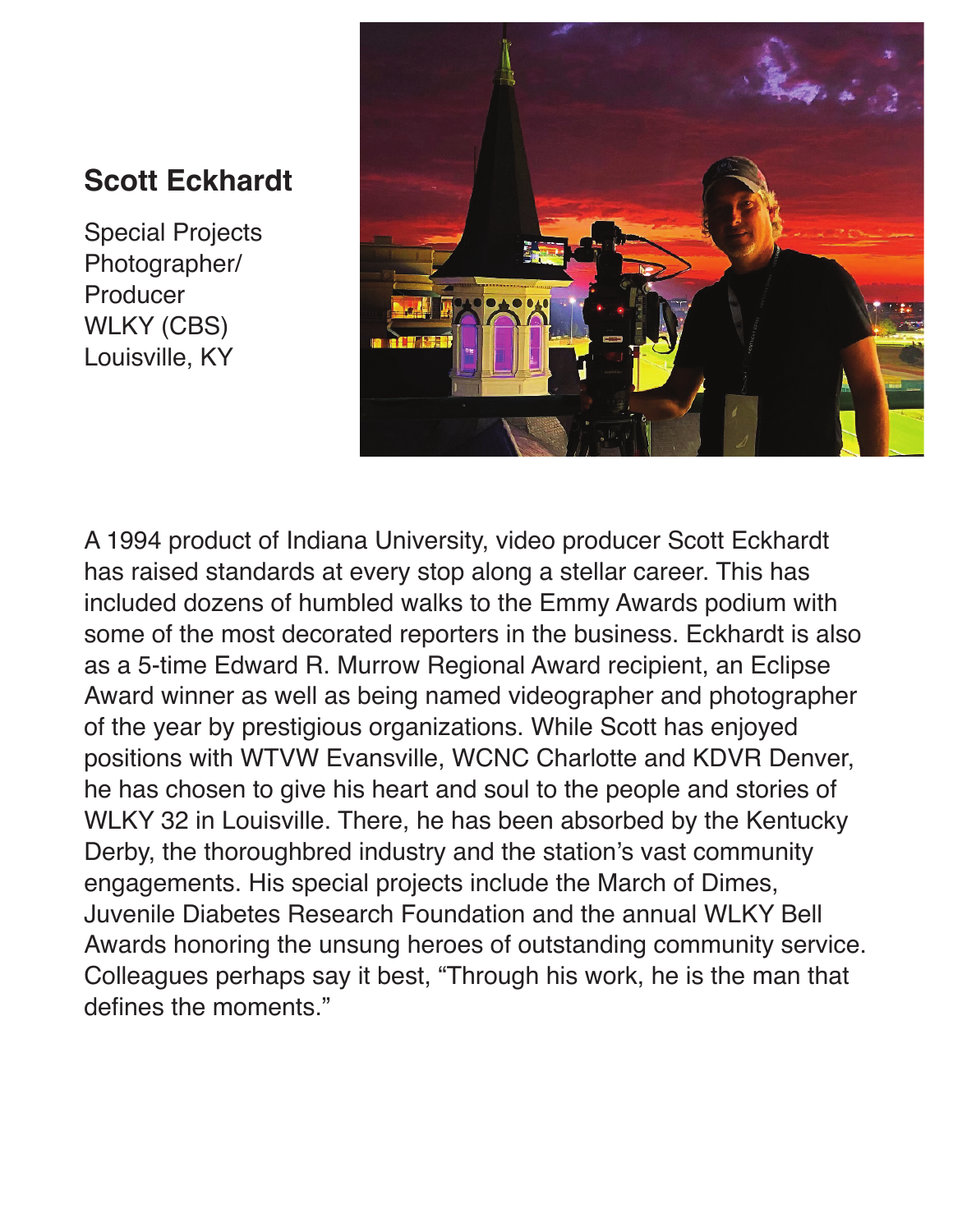## Scott Eckhardt

Special Projects Photographer/ Producer
WLKY (CBS)
Louisville, KY

A 1994 product of Indiana University, video producer Scott Eckhardt has raised standards at every stop along a stellar career. This has included dozens of humbled walks to the Emmy Awards podium with some of the most decorated reporters in the business. Eckhardt is also as a 5-time Edward R. Murrow Regional Award recipient, an Eclipse Award winner as well as being named videographer and photographer of the year by prestigious organizations. While Scott has enjoyed positions with WTVW Evansville, WCNC Charlotte and KDVR Denver, he has chosen to give his heart and soul to the people and stories of WLKY 32 in Louisville. There, he has been absorbed by the Kentucky Derby, the thoroughbred industry and the station's vast community engagements. His special projects include the March of Dimes, Juvenile Diabetes Research Foundation and the annual WLKY Bell Awards honoring the unsung heroes of outstanding community service. Colleagues perhaps say it best, "Through his work, he is the man that defines the moments."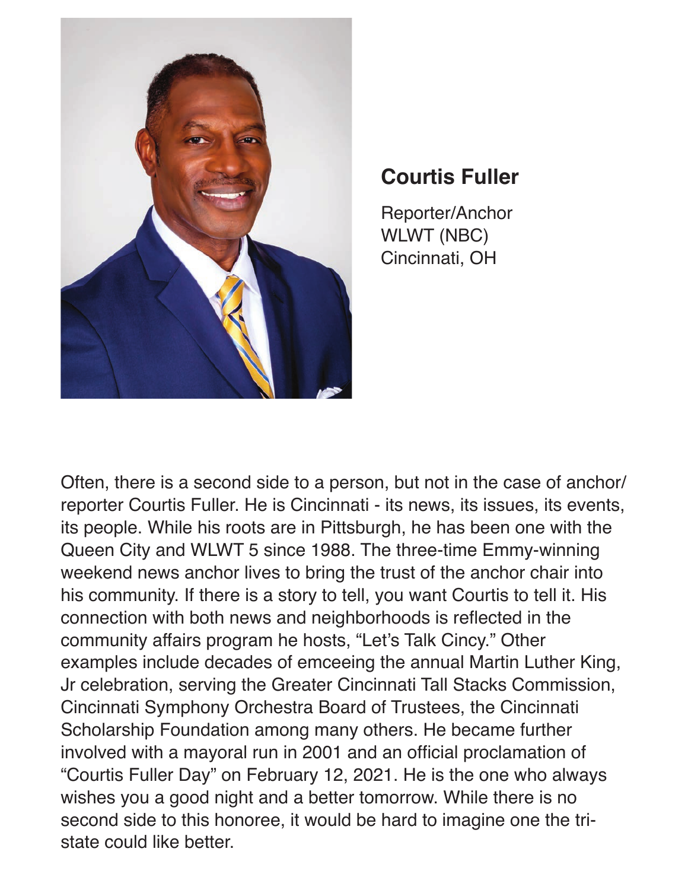## Courtis Fuller

Reporter/Anchor
WLWT (NBC)
Cincinnati, OH

Often, there is a second side to a person, but not in the case of anchor/reporter Courtis Fuller. He is Cincinnati - its news, its issues, its events, its people. While his roots are in Pittsburgh, he has been one with the Queen City and WLWT 5 since 1988. The three-time Emmy-winning weekend news anchor lives to bring the trust of the anchor chair into his community. If there is a story to tell, you want Courtis to tell it. His connection with both news and neighborhoods is reflected in the community affairs program he hosts, "Let's Talk Cincy." Other examples include decades of emceeing the annual Martin Luther King, Jr celebration, serving the Greater Cincinnati Tall Stacks Commission, Cincinnati Symphony Orchestra Board of Trustees, the Cincinnati Scholarship Foundation among many others. He became further involved with a mayoral run in 2001 and an official proclamation of "Courtis Fuller Day" on February 12, 2021. He is the one who always wishes you a good night and a better tomorrow. While there is no second side to this honoree, it would be hard to imagine one the tri-state could like better.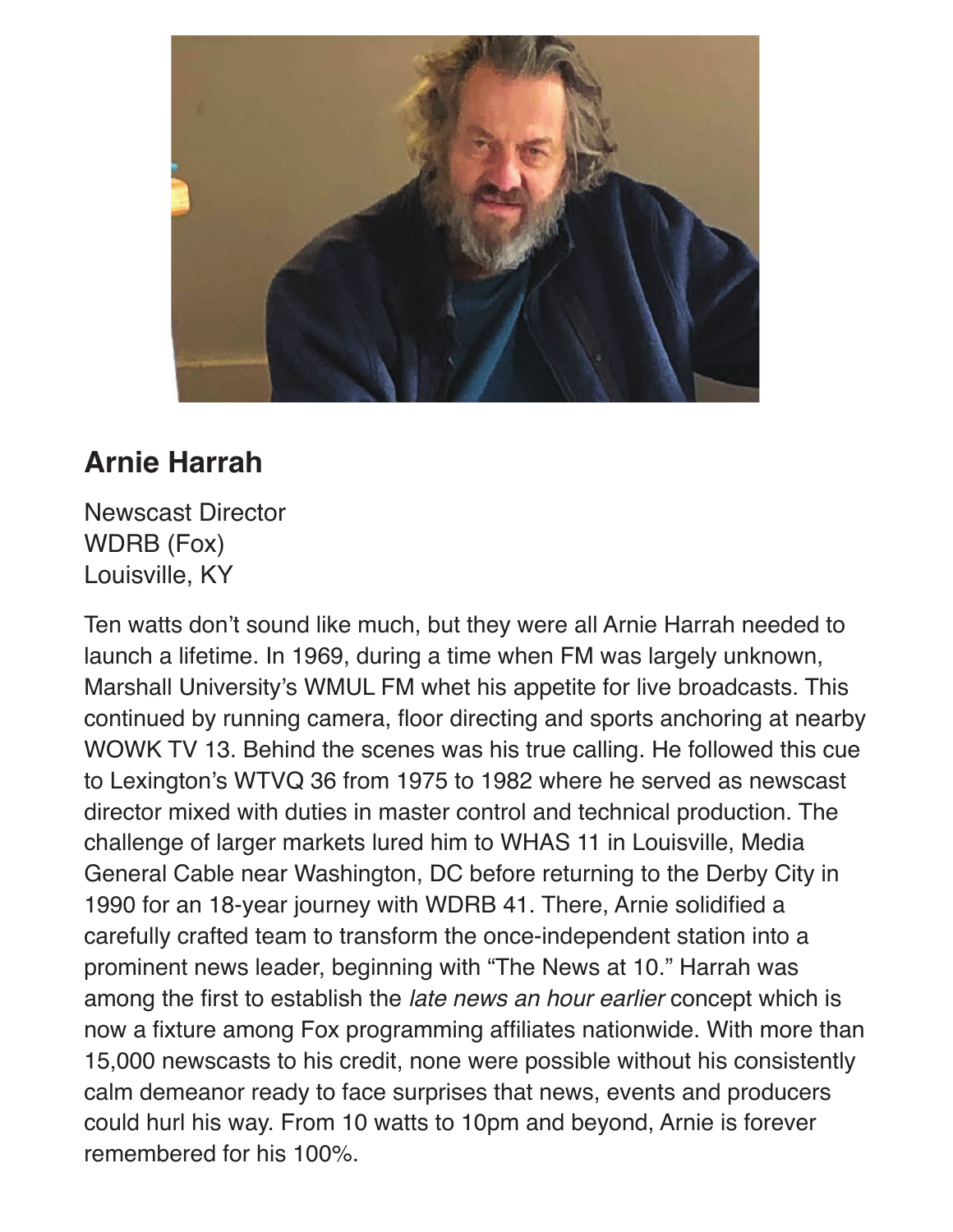## Arnie Harrah

Newscast Director
WDRB (Fox)
Louisville, KY

Ten watts don't sound like much, but they were all Arnie Harrah needed to launch a lifetime. In 1969, during a time when FM was largely unknown, Marshall University's WMUL FM whet his appetite for live broadcasts. This continued by running camera, floor directing and sports anchoring at nearby WOWK TV 13. Behind the scenes was his true calling. He followed this cue to Lexington's WTVQ 36 from 1975 to 1982 where he served as newscast director mixed with duties in master control and technical production. The challenge of larger markets lured him to WHAS 11 in Louisville, Media General Cable near Washington, DC before returning to the Derby City in 1990 for an 18-year journey with WDRB 41. There, Arnie solidified a carefully crafted team to transform the once-independent station into a prominent news leader, beginning with "The News at 10." Harrah was among the first to establish the *late news an hour earlier* concept which is now a fixture among Fox programming affiliates nationwide. With more than 15,000 newscasts to his credit, none were possible without his consistently calm demeanor ready to face surprises that news, events and producers could hurl his way. From 10 watts to 10pm and beyond, Arnie is forever remembered for his 100%.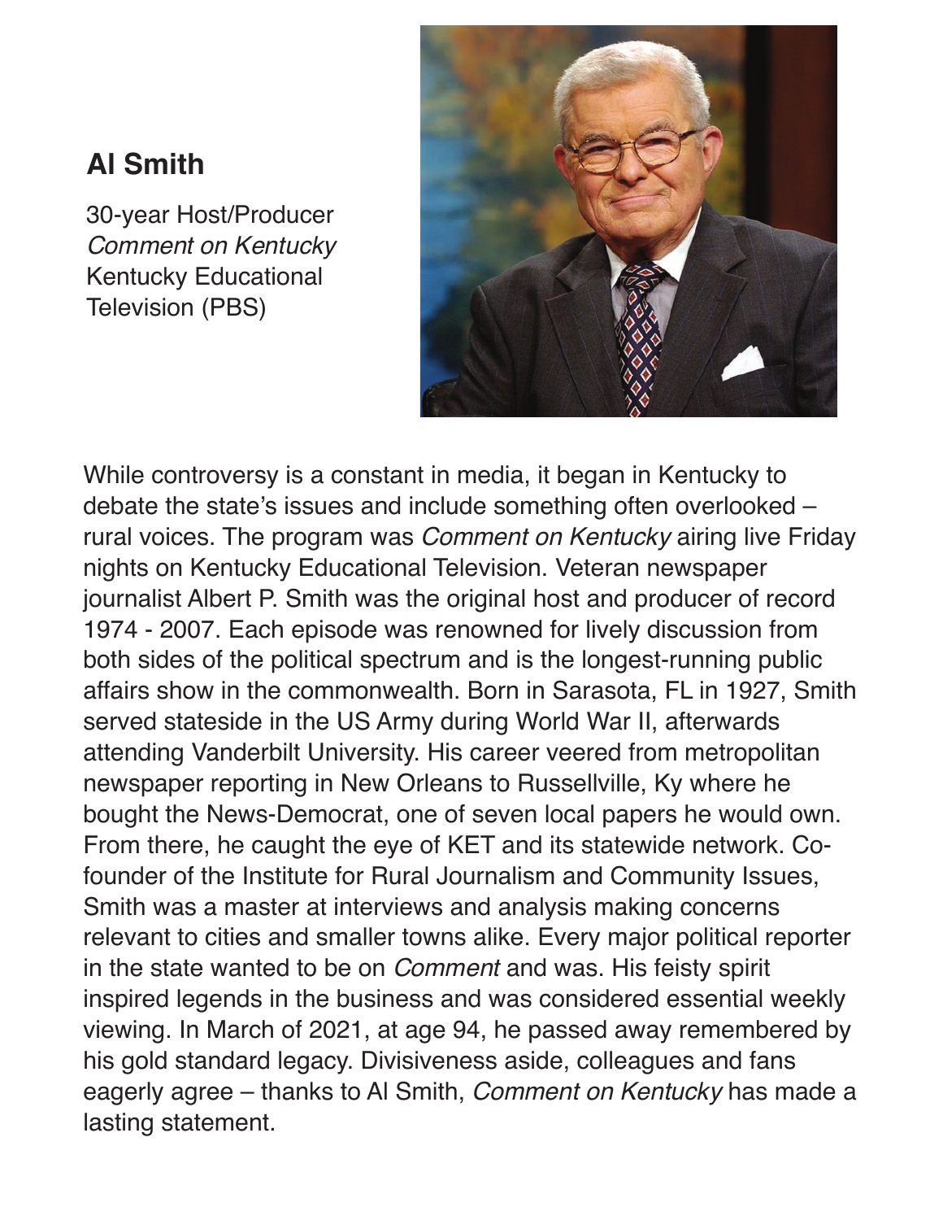## Al Smith

30-year Host/Producer
*Comment on Kentucky*
Kentucky Educational
Television (PBS)

While controversy is a constant in media, it began in Kentucky to debate the state's issues and include something often overlooked – rural voices. The program was *Comment on Kentucky* airing live Friday nights on Kentucky Educational Television. Veteran newspaper journalist Albert P. Smith was the original host and producer of record 1974 - 2007. Each episode was renowned for lively discussion from both sides of the political spectrum and is the longest-running public affairs show in the commonwealth. Born in Sarasota, FL in 1927, Smith served stateside in the US Army during World War II, afterwards attending Vanderbilt University. His career veered from metropolitan newspaper reporting in New Orleans to Russellville, Ky where he bought the News-Democrat, one of seven local papers he would own. From there, he caught the eye of KET and its statewide network. Co-founder of the Institute for Rural Journalism and Community Issues, Smith was a master at interviews and analysis making concerns relevant to cities and smaller towns alike. Every major political reporter in the state wanted to be on *Comment* and was. His feisty spirit inspired legends in the business and was considered essential weekly viewing. In March of 2021, at age 94, he passed away remembered by his gold standard legacy. Divisiveness aside, colleagues and fans eagerly agree – thanks to Al Smith, *Comment on Kentucky* has made a lasting statement.